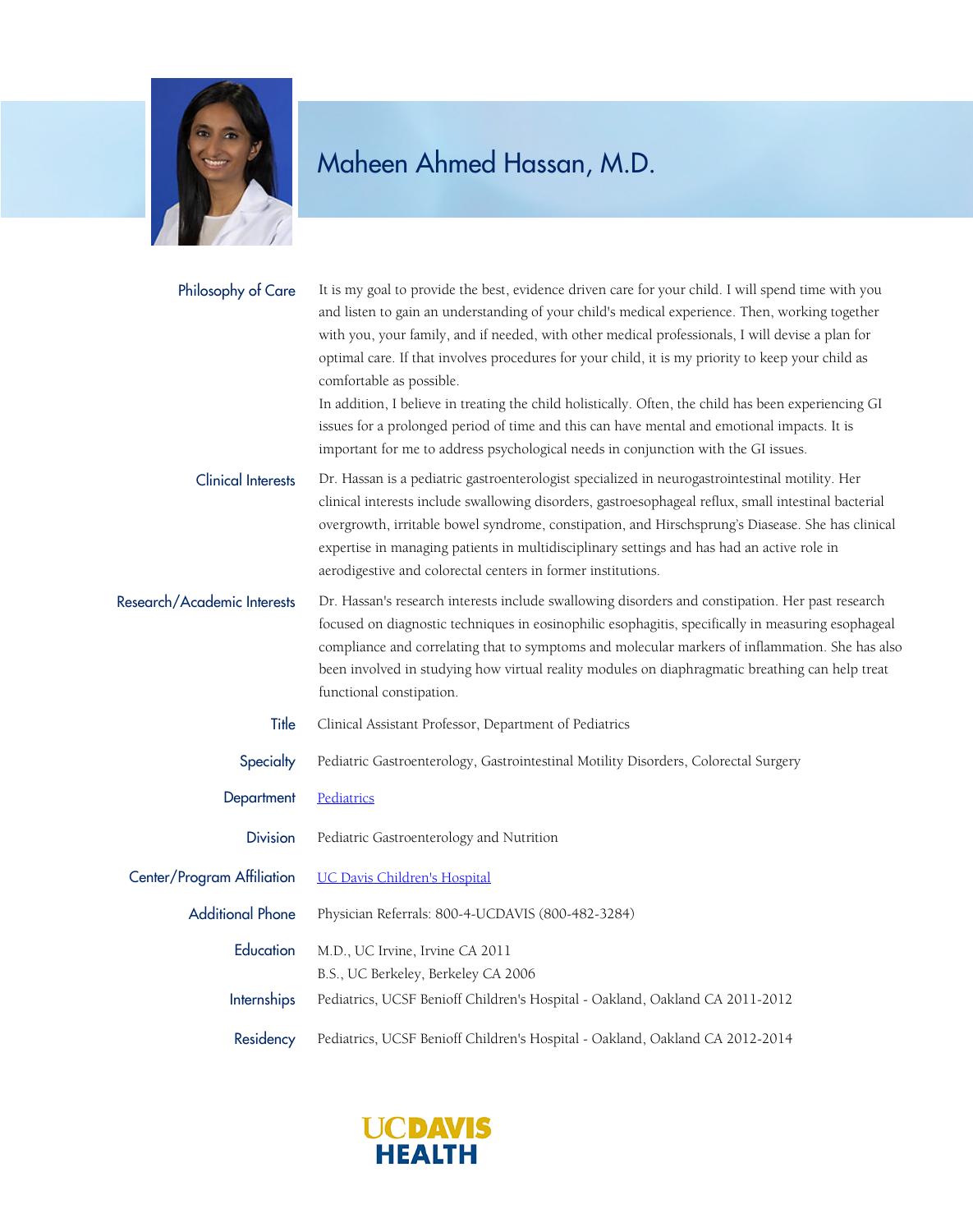# Maheen Ahmed Hassan, M.D.

**Philosophy of Care**

It is my goal to provide the best, evidence driven care for your child. I will spend time with you and listen to gain an understanding of your child's medical experience. Then, working together with you, your family, and if needed, with other medical professionals, I will devise a plan for optimal care. If that involves procedures for your child, it is my priority to keep your child as comfortable as possible.

In addition, I believe in treating the child holistically. Often, the child has been experiencing GI issues for a prolonged period of time and this can have mental and emotional impacts. It is important for me to address psychological needs in conjunction with the GI issues.

**Clinical Interests**

Dr. Hassan is a pediatric gastroenterologist specialized in neurogastrointestinal motility. Her clinical interests include swallowing disorders, gastroesophageal reflux, small intestinal bacterial overgrowth, irritable bowel syndrome, constipation, and Hirschsprung's Diasease. She has clinical expertise in managing patients in multidisciplinary settings and has had an active role in aerodigestive and colorectal centers in former institutions.

**Research/Academic Interests**

Dr. Hassan's research interests include swallowing disorders and constipation. Her past research focused on diagnostic techniques in eosinophilic esophagitis, specifically in measuring esophageal compliance and correlating that to symptoms and molecular markers of inflammation. She has also been involved in studying how virtual reality modules on diaphragmatic breathing can help treat functional constipation.

**Title**

Clinical Assistant Professor, Department of Pediatrics

**Specialty**

Pediatric Gastroenterology, Gastrointestinal Motility Disorders, Colorectal Surgery

**Department**

Pediatrics

**Division**

Pediatric Gastroenterology and Nutrition

**Center/Program Affiliation**

UC Davis Children's Hospital

**Additional Phone**

Physician Referrals: 800-4-UCDAVIS (800-482-3284)

**Education**

M.D., UC Irvine, Irvine CA 2011

B.S., UC Berkeley, Berkeley CA 2006

**Internships**

Pediatrics, UCSF Benioff Children's Hospital - Oakland, Oakland CA 2011-2012

**Residency**

Pediatrics, UCSF Benioff Children's Hospital - Oakland, Oakland CA 2012-2014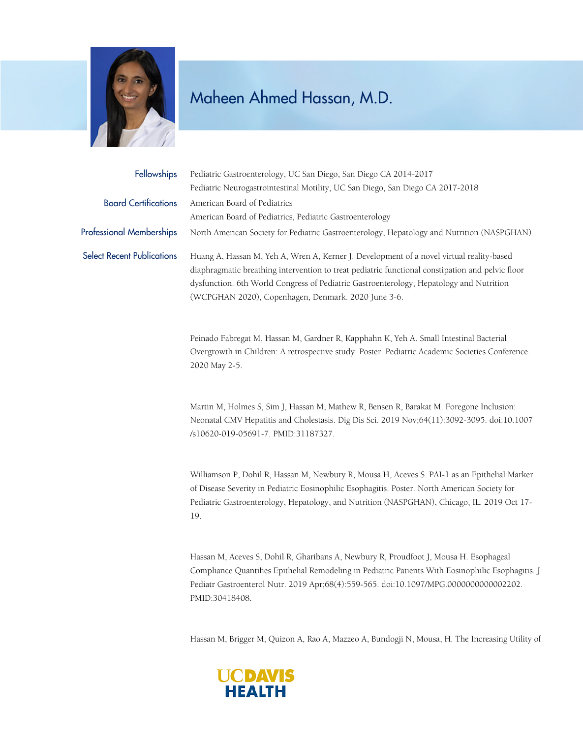# Maheen Ahmed Hassan, M.D.

**Fellowships**

Pediatric Gastroenterology, UC San Diego, San Diego CA 2014-2017

Pediatric Neurogastrointestinal Motility, UC San Diego, San Diego CA 2017-2018

**Board Certifications**

American Board of Pediatrics

American Board of Pediatrics, Pediatric Gastroenterology

**Professional Memberships**

North American Society for Pediatric Gastroenterology, Hepatology and Nutrition (NASPGHAN)

**Select Recent Publications**

Huang A, Hassan M, Yeh A, Wren A, Kerner J. Development of a novel virtual reality-based diaphragmatic breathing intervention to treat pediatric functional constipation and pelvic floor dysfunction. 6th World Congress of Pediatric Gastroenterology, Hepatology and Nutrition (WCPGHAN 2020), Copenhagen, Denmark. 2020 June 3-6.

Peinado Fabregat M, Hassan M, Gardner R, Kapphahn K, Yeh A. Small Intestinal Bacterial Overgrowth in Children: A retrospective study. Poster. Pediatric Academic Societies Conference. 2020 May 2-5.

Martin M, Holmes S, Sim J, Hassan M, Mathew R, Bensen R, Barakat M. Foregone Inclusion: Neonatal CMV Hepatitis and Cholestasis. Dig Dis Sci. 2019 Nov;64(11):3092-3095. doi:10.1007/s10620-019-05691-7. PMID:31187327.

Williamson P, Dohil R, Hassan M, Newbury R, Mousa H, Aceves S. PAI-1 as an Epithelial Marker of Disease Severity in Pediatric Eosinophilic Esophagitis. Poster. North American Society for Pediatric Gastroenterology, Hepatology, and Nutrition (NASPGHAN), Chicago, IL. 2019 Oct 17-19.

Hassan M, Aceves S, Dohil R, Gharibans A, Newbury R, Proudfoot J, Mousa H. Esophageal Compliance Quantifies Epithelial Remodeling in Pediatric Patients With Eosinophilic Esophagitis. J Pediatr Gastroenterol Nutr. 2019 Apr;68(4):559-565. doi:10.1097/MPG.0000000000002202. PMID:30418408.

Hassan M, Brigger M, Quizon A, Rao A, Mazzeo A, Bundogji N, Mousa, H. The Increasing Utility of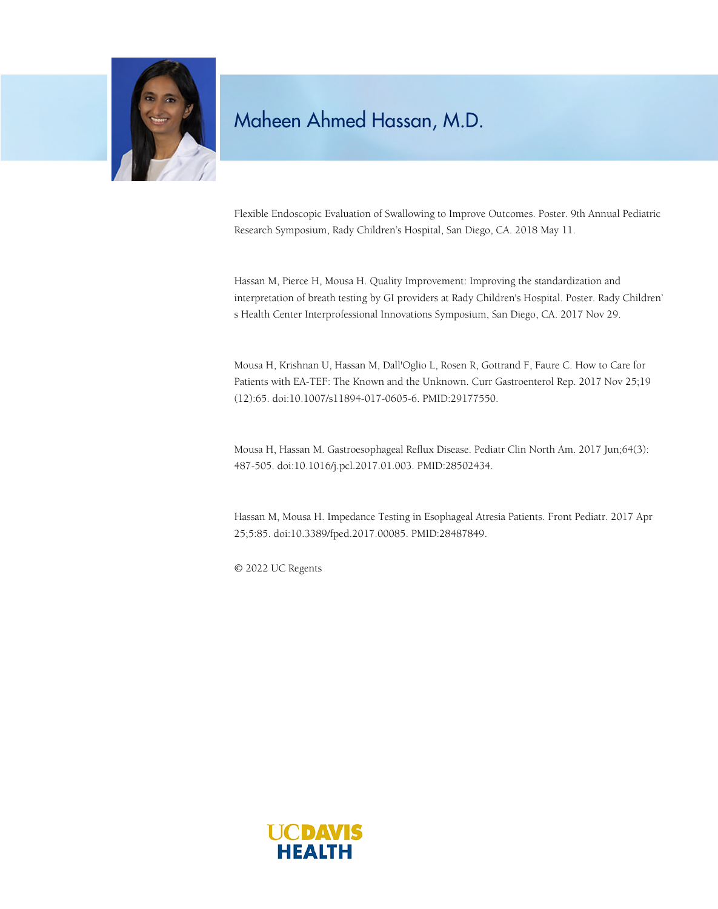# Maheen Ahmed Hassan, M.D.

Flexible Endoscopic Evaluation of Swallowing to Improve Outcomes. Poster. 9th Annual Pediatric Research Symposium, Rady Children's Hospital, San Diego, CA. 2018 May 11.

Hassan M, Pierce H, Mousa H. Quality Improvement: Improving the standardization and interpretation of breath testing by GI providers at Rady Children's Hospital. Poster. Rady Children's Health Center Interprofessional Innovations Symposium, San Diego, CA. 2017 Nov 29.

Mousa H, Krishnan U, Hassan M, Dall'Oglio L, Rosen R, Gottrand F, Faure C. How to Care for Patients with EA-TEF: The Known and the Unknown. Curr Gastroenterol Rep. 2017 Nov 25;19(12):65. doi:10.1007/s11894-017-0605-6. PMID:29177550.

Mousa H, Hassan M. Gastroesophageal Reflux Disease. Pediatr Clin North Am. 2017 Jun;64(3):487-505. doi:10.1016/j.pcl.2017.01.003. PMID:28502434.

Hassan M, Mousa H. Impedance Testing in Esophageal Atresia Patients. Front Pediatr. 2017 Apr 25;5:85. doi:10.3389/fped.2017.00085. PMID:28487849.

© 2022 UC Regents

UCDAVIS HEALTH